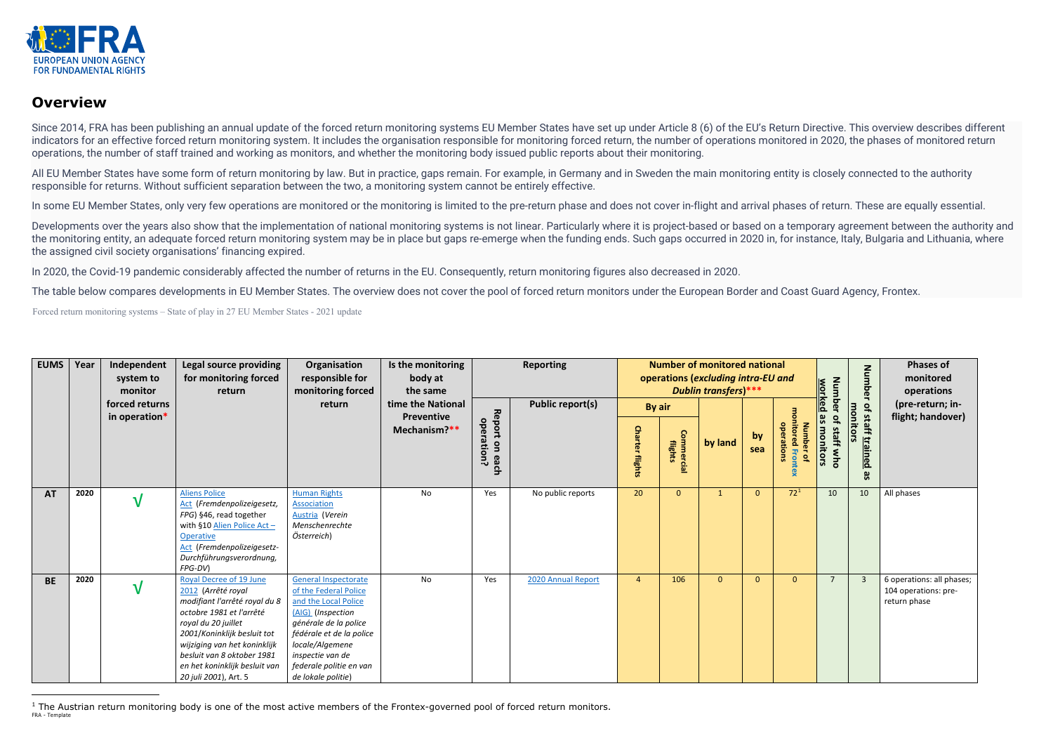## Overview

Since 2014, FRA has been publishing an annual update of the forced return monitoring systems EU Member States have set up under Article 8 (6) of the EU's Return Directive. This overview describes different indicators for an effective forced return monitoring system. It includes the organisation responsible for monitoring forced return, the number of operations monitored in 2020, the phases of monitored return operations, the number of staff trained and working as monitors, and whether the monitoring body issued public reports about their monitoring.

All EU Member States have some form of return monitoring by law. But in practice, gaps remain. For example, in Germany and in Sweden the main monitoring entity is closely connected to the authority responsible for returns. Without sufficient separation between the two, a monitoring system cannot be entirely effective.

In some EU Member States, only very few operations are monitored or the monitoring is limited to the pre-return phase and does not cover in-flight and arrival phases of return. These are equally essential.

Developments over the years also show that the implementation of national monitoring systems is not linear. Particularly where it is project-based or based on a temporary agreement between the authority and the monitoring entity, an adequate forced return monitoring system may be in place but gaps re-emerge when the funding ends. Such gaps occurred in 2020 in, for instance, Italy, Bulgaria and Lithuania, where the assigned civil society organisations' financing expired.

In 2020, the Covid-19 pandemic considerably affected the number of returns in the EU. Consequently, return monitoring figures also decreased in 2020.

The table below compares developments in EU Member States. The overview does not cover the pool of forced return monitors under the European Border and Coast Guard Agency, Frontex.

Forced return monitoring systems – State of play in 27 EU Member States - 2021 update

| EUMS | Year | Independent system to monitor forced returns in operation* | Legal source providing for monitoring forced return | Organisation responsible for monitoring forced return | Is the monitoring body at the same time the National Preventive Mechanism?** | Reporting | | Number of monitored national operations (*excluding intra-EU and Dublin transfers*)*** | | | | | Number of staff who worked as monitors | Number of staff trained as monitors | Phases of monitored operations (pre-return; in-flight; handover) |
|---|---|---|---|---|---|---|---|---|---|---|---|---|---|---|---|
| | | | | | | Report on each operation? | Public report(s) | By air | | by land | by sea | Number of monitored Frontex operations | | | |
| | | | | | | | | Charter flights | Commercial flights | | | | | | |
| **AT** | **2020** | √ | Aliens Police Act (*Fremdenpolizeigesetz, FPG*) §46, read together with §10 Alien Police Act – Operative Act (*Fremdenpolizeigesetz-Durchführungsverordnung, FPG-DV*) | Human Rights Association Austria (*Verein Menschenrechte Österreich*) | No | Yes | No public reports | 20 | 0 | 1 | 0 | 72[1] | 10 | 10 | All phases |
| **BE** | **2020** | √ | Royal Decree of 19 June 2012 (*Arrêté royal modifiant l'arrêté royal du 8 octobre 1981 et l'arrêté royal du 20 juillet 2001/Koninklijk besluit tot wijziging van het koninklijk besluit van 8 oktober 1981 en het koninklijk besluit van 20 juli 2001*), Art. 5 | General Inspectorate of the Federal Police and the Local Police (AIG) (*Inspection générale de la police fédérale et de la police locale/Algemene inspectie van de federale politie en van de lokale politie*) | No | Yes | 2020 Annual Report | 4 | 106 | 0 | 0 | 0 | 7 | 3 | 6 operations: all phases; 104 operations: pre-return phase |

[1] The Austrian return monitoring body is one of the most active members of the Frontex-governed pool of forced return monitors.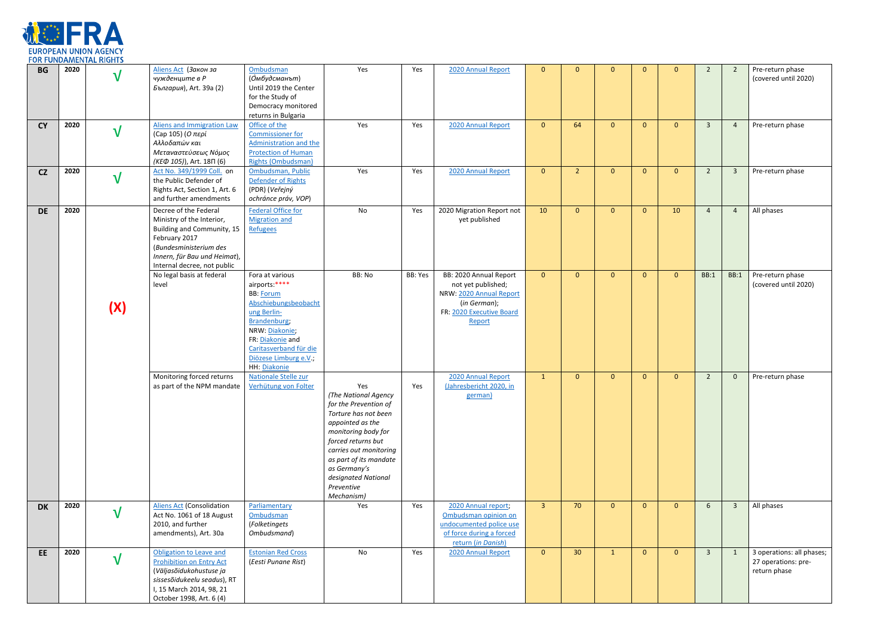| BG | 2020 | √ | Aliens Act (*Закон за чужденците в Р България*), Art. 39a (2) | Ombudsman (*Омбудсманът*) Until 2019 the Center for the Study of Democracy monitored returns in Bulgaria | Yes | Yes | 2020 Annual Report | 0 | 0 | 0 | 0 | 0 | 2 | 2 | Pre-return phase (covered until 2020) |
|---|---|---|---|---|---|---|---|---|---|---|---|---|---|---|---|
| CY | 2020 | √ | Aliens and Immigration Law (Cap 105) (*Ο περί Αλλοδαπών και Μεταναστεύσεως Νόμος (ΚΕΦ 105)*), Art. 18Π (6) | Office of the Commissioner for Administration and the Protection of Human Rights (Ombudsman) | Yes | Yes | 2020 Annual Report | 0 | 64 | 0 | 0 | 0 | 3 | 4 | Pre-return phase |
| CZ | 2020 | √ | Act No. 349/1999 Coll. on the Public Defender of Rights Act, Section 1, Art. 6 and further amendments | Ombudsman, Public Defender of Rights (PDR) (*Veřejný ochránce práv, VOP*) | Yes | Yes | 2020 Annual Report | 0 | 2 | 0 | 0 | 0 | 2 | 3 | Pre-return phase |
| DE | 2020 | (X) | Decree of the Federal Ministry of the Interior, Building and Community, 15 February 2017 (*Bundesministerium des Innern, für Bau und Heimat*), Internal decree, not public | Federal Office for Migration and Refugees | No | Yes | 2020 Migration Report not yet published | 10 | 0 | 0 | 0 | 10 | 4 | 4 | All phases |
| | | | No legal basis at federal level | Fora at various airports:**** BB: Forum Abschiebungsbeobachtung Berlin-Brandenburg; NRW: Diakonie; FR: Diakonie and Caritasverband für die Diözese Limburg e.V.; HH: Diakonie | BB: No | BB: Yes | BB: 2020 Annual Report not yet published; NRW: 2020 Annual Report (*in German*); FR: 2020 Executive Board Report | 0 | 0 | 0 | 0 | 0 | BB:1 | BB:1 | Pre-return phase (covered until 2020) |
| | | | Monitoring forced returns as part of the NPM mandate | Nationale Stelle zur Verhütung von Folter | Yes *(The National Agency for the Prevention of Torture has not been appointed as the monitoring body for forced returns but carries out monitoring as part of its mandate as Germany's designated National Preventive Mechanism)* | Yes | 2020 Annual Report (Jahresbericht 2020, in german) | 1 | 0 | 0 | 0 | 0 | 2 | 0 | Pre-return phase |
| DK | 2020 | √ | Aliens Act (Consolidation Act No. 1061 of 18 August 2010, and further amendments), Art. 30a | Parliamentary Ombudsman (*Folketingets Ombudsmand*) | Yes | Yes | 2020 Annual report; Ombudsman opinion on undocumented police use of force during a forced return (*in Danish*) | 3 | 70 | 0 | 0 | 0 | 6 | 3 | All phases |
| EE | 2020 | √ | Obligation to Leave and Prohibition on Entry Act (*Väljasõidukohustuse ja sissesõidukeelu seadus*), RT I, 15 March 2014, 98, 21 October 1998, Art. 6 (4) | Estonian Red Cross (*Eesti Punane Rist*) | No | Yes | 2020 Annual Report | 0 | 30 | 1 | 0 | 0 | 3 | 1 | 3 operations: all phases; 27 operations: pre-return phase |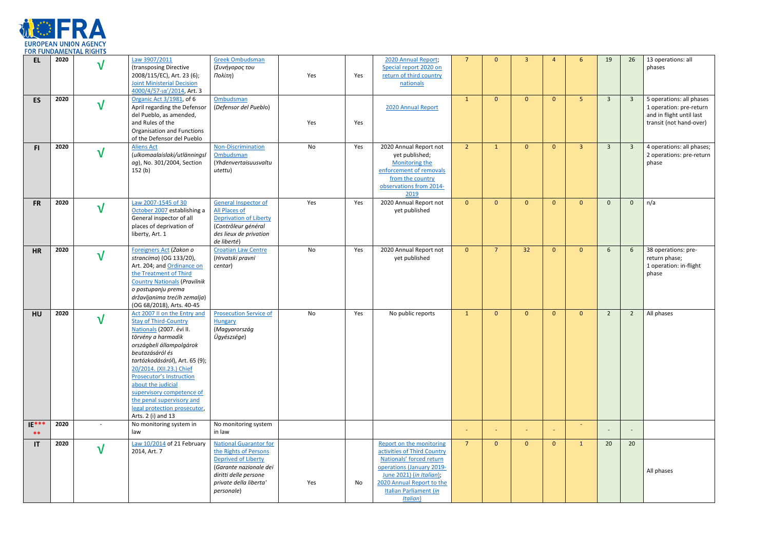| EL | 2020 | √ | Law 3907/2011 (transposing Directive 2008/115/EC), Art. 23 (6); Joint Ministerial Decision 4000/4/57-ια'/2014, Art. 3 | Greek Ombudsman (*Συνήγορος του Πολίτη*) | Yes | Yes | 2020 Annual Report; Special report 2020 on return of third country nationals | 7 | 0 | 3 | 4 | 6 | 19 | 26 | 13 operations: all phases |
|---|---|---|---|---|---|---|---|---|---|---|---|---|---|---|---|
| ES | 2020 | √ | Organic Act 3/1981, of 6 April regarding the Defensor del Pueblo, as amended, and Rules of the Organisation and Functions of the Defensor del Pueblo | Ombudsman (*Defensor del Pueblo*) | Yes | Yes | 2020 Annual Report | 1 | 0 | 0 | 0 | 5 | 3 | 3 | 5 operations: all phases 1 operation: pre-return and in flight until last transit (not hand-over) |
| FI | 2020 | √ | Aliens Act (*ulkomaalaislaki/utlänningslag*), No. 301/2004, Section 152 (b) | Non-Discrimination Ombudsman (*Yhdenvertaisuusvaltuutettu*) | No | Yes | 2020 Annual Report not yet published; Monitoring the enforcement of removals from the country observations from 2014-2019 | 2 | 1 | 0 | 0 | 3 | 3 | 3 | 4 operations: all phases; 2 operations: pre-return phase |
| FR | 2020 | √ | Law 2007-1545 of 30 October 2007 establishing a General inspector of all places of deprivation of liberty, Art. 1 | General Inspector of All Places of Deprivation of Liberty (*Contrôleur général des lieux de privation de liberté*) | Yes | Yes | 2020 Annual Report not yet published | 0 | 0 | 0 | 0 | 0 | 0 | 0 | n/a |
| HR | 2020 | √ | Foreigners Act (*Zakon o strancima*) (OG 133/20), Art. 204; and Ordinance on the Treatment of Third Country Nationals (*Pravilnik o postupanju prema državljanima trećih zemalja*) (OG 68/2018), Arts. 40-45 | Croatian Law Centre (*Hrvatski pravni centar*) | No | Yes | 2020 Annual Report not yet published | 0 | 7 | 32 | 0 | 0 | 6 | 6 | 38 operations: pre-return phase; 1 operation: in-flight phase |
| HU | 2020 | √ | Act 2007 II on the Entry and Stay of Third-Country Nationals (2007. évi II. *törvény a harmadik országbeli állampolgárok beutazásáról és tartózkodásáról*), Art. 65 (9); 20/2014. (XII.23.) Chief Prosecutor's Instruction about the judicial supervisory competence of the penal supervisory and legal protection prosecutor, Arts. 2 (i) and 13 | Prosecution Service of Hungary (*Magyarország Ügyészsége*) | No | Yes | No public reports | 1 | 0 | 0 | 0 | 0 | 2 | 2 | All phases |
| IE***** | 2020 | - | No monitoring system in law | No monitoring system in law | | | | - | - | - | - | - | - | - | |
| IT | 2020 | √ | Law 10/2014 of 21 February 2014, Art. 7 | National Guarantor for the Rights of Persons Deprived of Liberty (*Garante nazionale dei diritti delle persone private della liberta' personale*) | Yes | No | Report on the monitoring activities of Third Country Nationals' forced return operations (January 2019-June 2021) (*in Italian*); 2020 Annual Report to the Italian Parliament (*in Italian*) | 7 | 0 | 0 | 0 | 1 | 20 | 20 | All phases |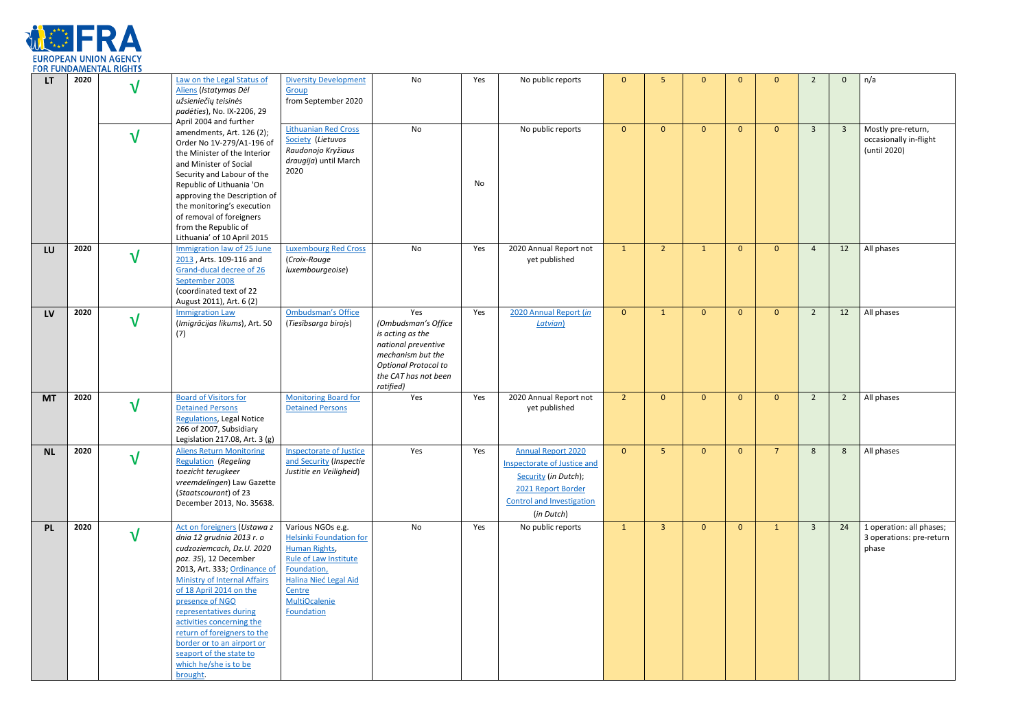| LT | 2020 | √ | Law on the Legal Status of Aliens (*Istatymas Dėl užsieniečių teisinės padėties*), No. IX-2206, 29 April 2004 and further amendments, Art. 126 (2); Order No 1V-279/A1-196 of the Minister of the Interior and Minister of Social Security and Labour of the Republic of Lithuania 'On approving the Description of the monitoring's execution of removal of foreigners from the Republic of Lithuania' of 10 April 2015 | Diversity Development Group from September 2020 | No | Yes | No public reports | 0 | 5 | 0 | 0 | 0 | 2 | 0 | n/a |
|---|---|---|---|---|---|---|---|---|---|---|---|---|---|---|---|
| | | √ | | Lithuanian Red Cross Society (*Lietuvos Raudonojo Kryžiaus draugija*) until March 2020 | No | No | No public reports | 0 | 0 | 0 | 0 | 0 | 3 | 3 | Mostly pre-return, occasionally in-flight (until 2020) |
| LU | 2020 | √ | Immigration law of 25 June 2013, Arts. 109-116 and Grand-ducal decree of 26 September 2008 (coordinated text of 22 August 2011), Art. 6 (2) | Luxembourg Red Cross (*Croix-Rouge luxembourgeoise*) | No | Yes | 2020 Annual Report not yet published | 1 | 2 | 1 | 0 | 0 | 4 | 12 | All phases |
| LV | 2020 | √ | Immigration Law (*Imigrācijas likums*), Art. 50 (7) | Ombudsman's Office (*Tiesībsarga birojs*) | Yes (*Ombudsman's Office is acting as the national preventive mechanism but the Optional Protocol to the CAT has not been ratified*) | Yes | 2020 Annual Report (*in Latvian*) | 0 | 1 | 0 | 0 | 0 | 2 | 12 | All phases |
| MT | 2020 | √ | Board of Visitors for Detained Persons Regulations, Legal Notice 266 of 2007, Subsidiary Legislation 217.08, Art. 3 (g) | Monitoring Board for Detained Persons | Yes | Yes | 2020 Annual Report not yet published | 2 | 0 | 0 | 0 | 0 | 2 | 2 | All phases |
| NL | 2020 | √ | Aliens Return Monitoring Regulation (*Regeling toezicht terugkeer vreemdelingen*) Law Gazette (*Staatscourant*) of 23 December 2013, No. 35638. | Inspectorate of Justice and Security (*Inspectie Justitie en Veiligheid*) | Yes | Yes | Annual Report 2020 Inspectorate of Justice and Security (*in Dutch*); 2021 Report Border Control and Investigation (*in Dutch*) | 0 | 5 | 0 | 0 | 7 | 8 | 8 | All phases |
| PL | 2020 | √ | Act on foreigners (*Ustawa z dnia 12 grudnia 2013 r. o cudzoziemcach, Dz.U. 2020 poz. 35*), 12 December 2013, Art. 333; Ordinance of Ministry of Internal Affairs of 18 April 2014 on the presence of NGO representatives during activities concerning the return of foreigners to the border or to an airport or seaport of the state to which he/she is to be brought. | Various NGOs e.g. Helsinki Foundation for Human Rights, Rule of Law Institute Foundation, Halina Nieć Legal Aid Centre MultiOcalenie Foundation | No | Yes | No public reports | 1 | 3 | 0 | 0 | 1 | 3 | 24 | 1 operation: all phases; 3 operations: pre-return phase |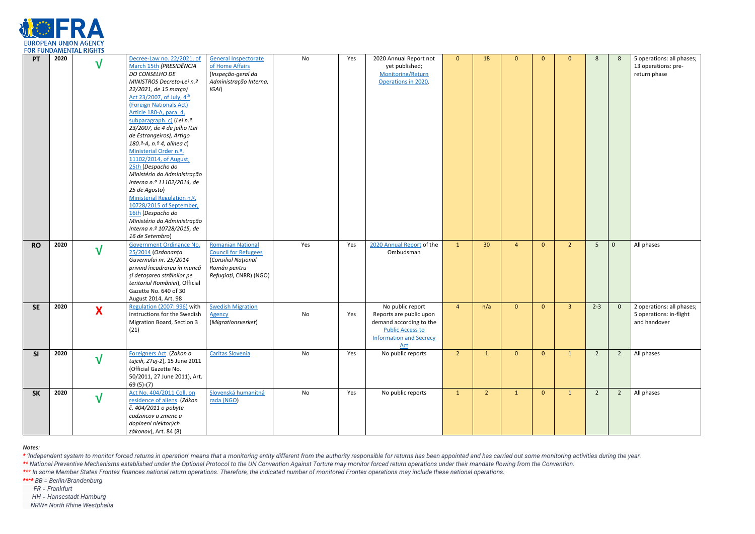| PT | 2020 | √ | Decree-Law no. 22/2021, of March 15th (*PRESIDÊNCIA DO CONSELHO DE MINISTROS Decreto-Lei n.º 22/2021, de 15 março)* Act 23/2007, of July, 4th (Foreign Nationals Act) Article 180-A, para. 4, subparagraph. c) (*Lei n.º 23/2007, de 4 de julho (Lei de Estrangeiros), Artigo 180.º-A, n.º 4, alínea c*) Ministerial Order n.º. 11102/2014, of August, 25th (*Despacho do Ministério da Administração Interna n.º 11102/2014, de 25 de Agosto*) Ministerial Regulation n.º. 10728/2015 of September, 16th (*Despacho do Ministério da Administração Interna n.º 10728/2015, de 16 de Setembro*) | General Inspectorate of Home Affairs (*Inspeção-geral da Administração Interna, IGAI*) | No | Yes | 2020 Annual Report not yet published; Monitoring/Return Operations in 2020. | 0 | 18 | 0 | 0 | 0 | 8 | 8 | 5 operations: all phases; 13 operations: pre-return phase |
|---|---|---|---|---|---|---|---|---|---|---|---|---|---|---|---|
| RO | 2020 | √ | Government Ordinance No. 25/2014 (*Ordonanța Guvernului nr. 25/2014 privind încadrarea în muncă și detașarea străinilor pe teritoriul României*), Official Gazette No. 640 of 30 August 2014, Art. 98 | Romanian National Council for Refugees (*Consiliul Național Român pentru Refugiați*, CNRR) (NGO) | Yes | Yes | 2020 Annual Report of the Ombudsman | 1 | 30 | 4 | 0 | 2 | 5 | 0 | All phases |
| SE | 2020 | X | Regulation (2007: 996) with instructions for the Swedish Migration Board, Section 3 (21) | Swedish Migration Agency (*Migrationsverket*) | No | Yes | No public report Reports are public upon demand according to the Public Access to Information and Secrecy Act | 4 | n/a | 0 | 0 | 3 | 2-3 | 0 | 2 operations: all phases; 5 operations: in-flight and handover |
| SI | 2020 | √ | Foreigners Act (*Zakon o tujcih, ZTuj-2*), 15 June 2011 (Official Gazette No. 50/2011, 27 June 2011), Art. 69 (5)-(7) | Caritas Slovenia | No | Yes | No public reports | 2 | 1 | 0 | 0 | 1 | 2 | 2 | All phases |
| SK | 2020 | √ | Act No. 404/2011 Coll. on residence of aliens (*Zákon č. 404/2011 o pobyte cudzincov a zmene a doplnení niektorých zákonov*), Art. 84 (8) | Slovenská humanitná rada (NGO) | No | Yes | No public reports | 1 | 2 | 1 | 0 | 1 | 2 | 2 | All phases |

*Notes:*

*\* 'Independent system to monitor forced returns in operation' means that a monitoring entity different from the authority responsible for returns has been appointed and has carried out some monitoring activities during the year.*

*\*\* National Preventive Mechanisms established under the Optional Protocol to the UN Convention Against Torture may monitor forced return operations under their mandate flowing from the Convention.*

*\*\*\* In some Member States Frontex finances national return operations. Therefore, the indicated number of monitored Frontex operations may include these national operations.*

*\*\*\*\* BB = Berlin/Brandenburg*

*FR = Frankfurt*

*HH = Hansestadt Hamburg*

*NRW= North Rhine Westphalia*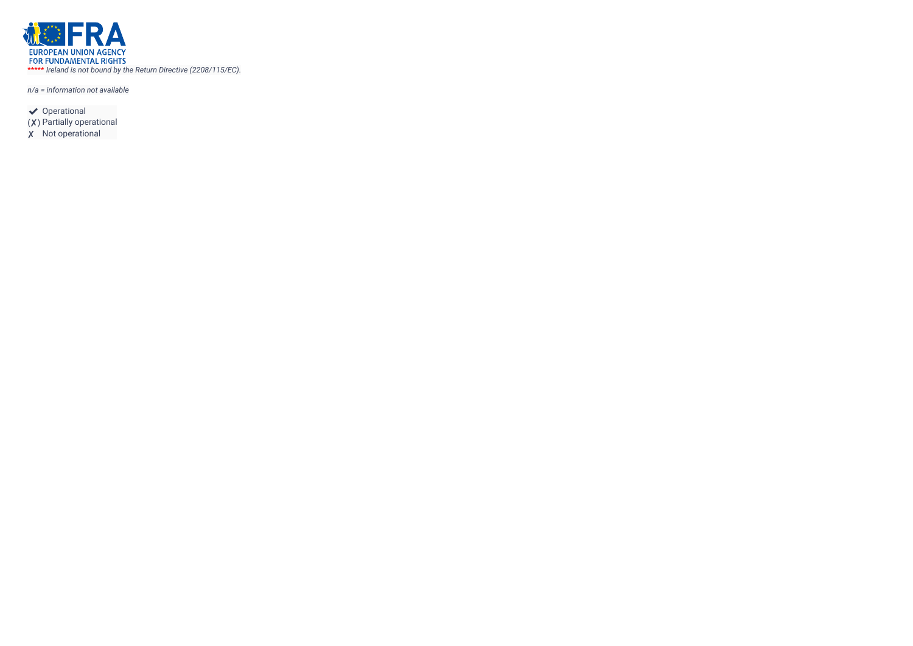***** Ireland is not bound by the Return Directive (2208/115/EC).

*n/a = information not available*

✔ Operational
(✗) Partially operational
✗ Not operational